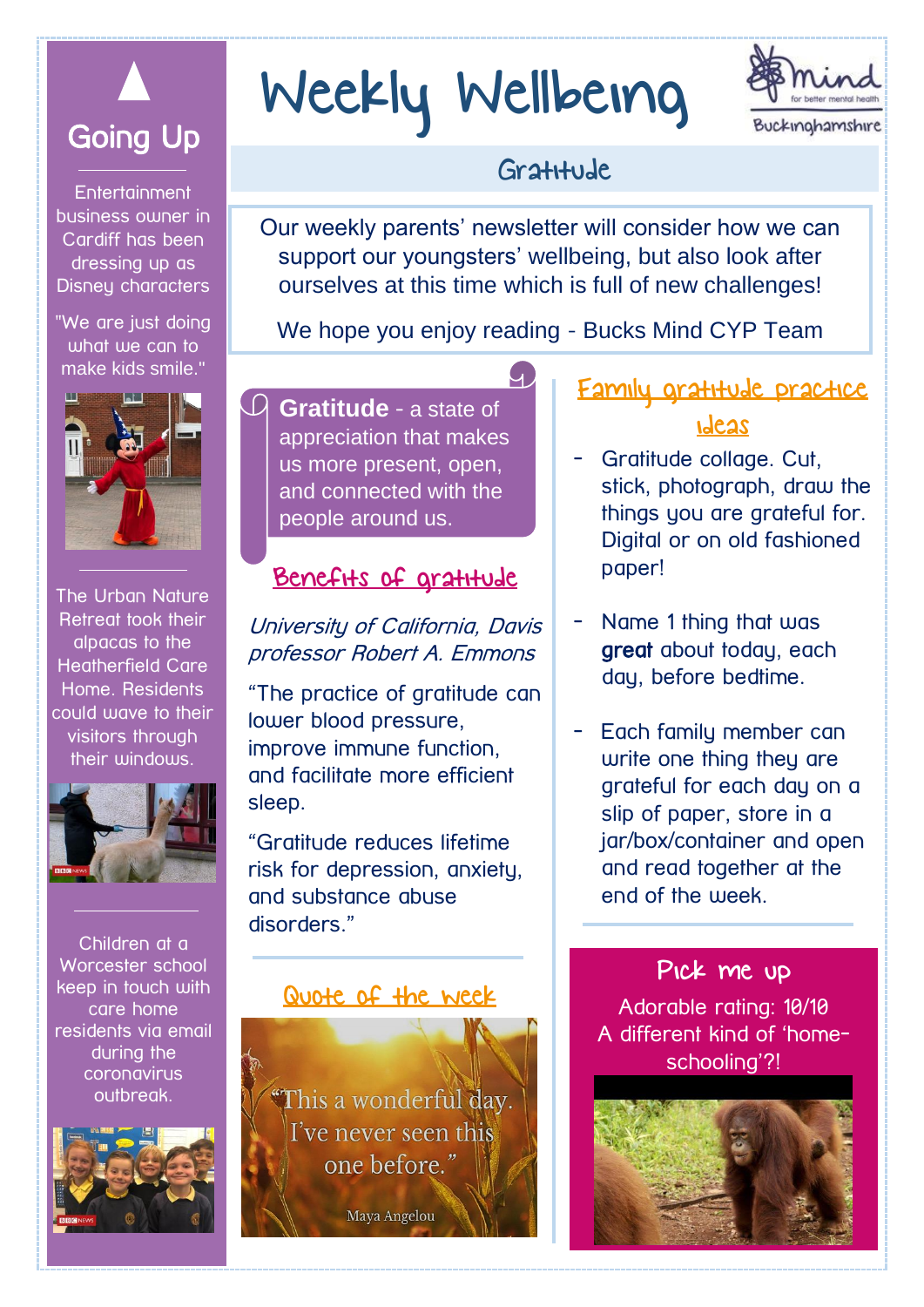# Weekly Wellbeing

Mind for better mental health Buckinghamshire

## Gratitude

Our weekly parents' newsletter will consider how we can support our youngsters' wellbeing, but also look after ourselves at this time which is full of new challenges!

We hope you enjoy reading - Bucks Mind CYP Team

## Going Up

Entertainment business owner in Cardiff has been dressing up as Disney characters

"We are just doing what we can to make kids smile."

The Urban Nature Retreat took their alpacas to the Heatherfield Care Home. Residents could wave to their visitors through their windows.

Children at a Worcester school keep in touch with care home residents via email during the coronavirus outbreak.

**Gratitude** - a state of appreciation that makes us more present, open, and connected with the people around us.

### Benefits of gratitude

*University of California, Davis professor Robert A. Emmons*

"The practice of gratitude can lower blood pressure, improve immune function, and facilitate more efficient sleep.

"Gratitude reduces lifetime risk for depression, anxiety, and substance abuse disorders."

### Quote of the week

"This a wonderful day. I've never seen this one before."

Maya Angelou

### Family gratitude practice ideas

- Gratitude collage. Cut, stick, photograph, draw the things you are grateful for. Digital or on old fashioned paper!
- Name 1 thing that was **great** about today, each day, before bedtime.
- Each family member can write one thing they are grateful for each day on a slip of paper, store in a jar/box/container and open and read together at the end of the week.

### Pick me up

Adorable rating: 10/10

A different kind of 'home-schooling'?!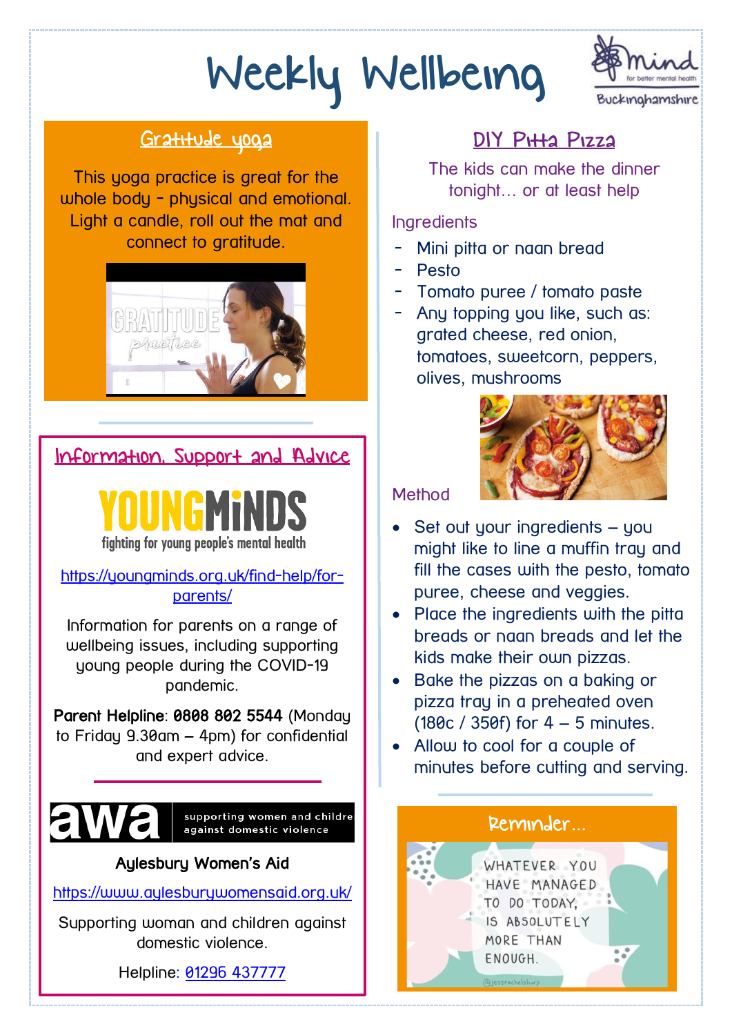# Weekly Wellbeing

Mind for better mental health Buckinghamshire

## Gratitude yoga

This yoga practice is great for the whole body - physical and emotional. Light a candle, roll out the mat and connect to gratitude.

## Information, Support and Advice

YOUNGMINDS fighting for young people's mental health

https://youngminds.org.uk/find-help/for-parents/

Information for parents on a range of wellbeing issues, including supporting young people during the COVID-19 pandemic.

**Parent Helpline**: **0808 802 5544** (Monday to Friday 9.30am – 4pm) for confidential and expert advice.

awa supporting women and children against domestic violence

Aylesbury Women's Aid

https://www.aylesburywomensaid.org.uk/

Supporting woman and children against domestic violence.

Helpline: 01296 437777

## DIY Pitta Pizza

The kids can make the dinner tonight… or at least help

### Ingredients

- Mini pitta or naan bread
- Pesto
- Tomato puree / tomato paste
- Any topping you like, such as: grated cheese, red onion, tomatoes, sweetcorn, peppers, olives, mushrooms

### Method

- Set out your ingredients – you might like to line a muffin tray and fill the cases with the pesto, tomato puree, cheese and veggies.
- Place the ingredients with the pitta breads or naan breads and let the kids make their own pizzas.
- Bake the pizzas on a baking or pizza tray in a preheated oven (180c / 350f) for 4 – 5 minutes.
- Allow to cool for a couple of minutes before cutting and serving.

## Reminder…

WHATEVER YOU HAVE MANAGED TO DO TODAY, IS ABSOLUTELY MORE THAN ENOUGH.

@jessrachelsharp